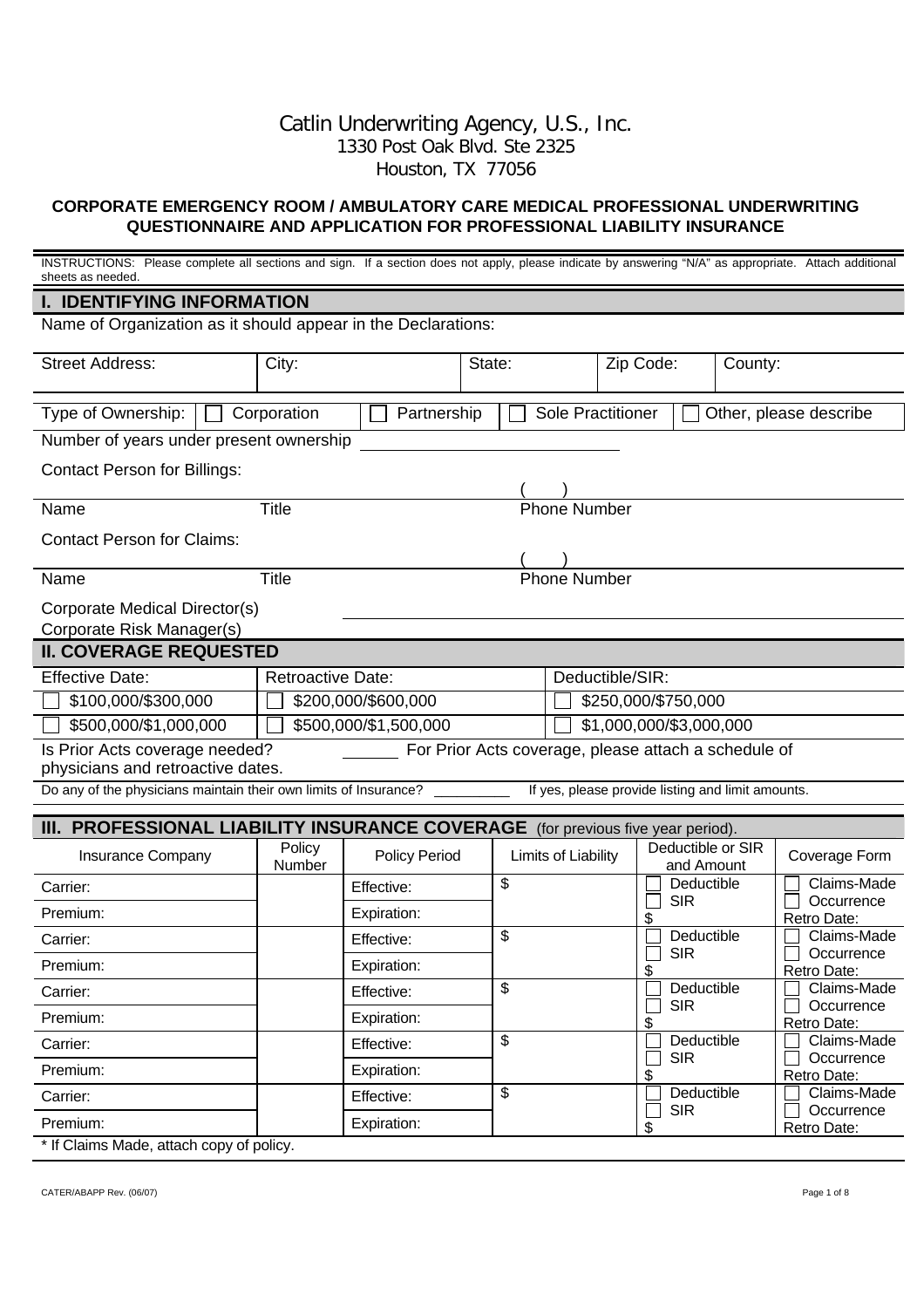Catlin Underwriting Agency, U.S., Inc.
1330 Post Oak Blvd. Ste 2325
Houston, TX 77056

# CORPORATE EMERGENCY ROOM / AMBULATORY CARE MEDICAL PROFESSIONAL UNDERWRITING QUESTIONNAIRE AND APPLICATION FOR PROFESSIONAL LIABILITY INSURANCE

INSTRUCTIONS: Please complete all sections and sign. If a section does not apply, please indicate by answering "N/A" as appropriate. Attach additional sheets as needed.

## I. IDENTIFYING INFORMATION

Name of Organization as it should appear in the Declarations:

| Street Address: | City: | State: | Zip Code: | County: |
|---|---|---|---|---|

Type of Ownership: ☐ Corporation ☐ Partnership ☐ Sole Practitioner ☐ Other, please describe

Number of years under present ownership ______________________

Contact Person for Billings:

| Name | Title | Phone Number ( ) |
|---|---|---|

Contact Person for Claims:

| Name | Title | Phone Number ( ) |
|---|---|---|

Corporate Medical Director(s) ______________________

Corporate Risk Manager(s) ______________________

## II. COVERAGE REQUESTED

| Effective Date: | Retroactive Date: | Deductible/SIR: |
|---|---|---|
| ☐ $100,000/$300,000 | ☐ $200,000/$600,000 | ☐ $250,000/$750,000 |
| ☐ $500,000/$1,000,000 | ☐ $500,000/$1,500,000 | ☐ $1,000,000/$3,000,000 |

Is Prior Acts coverage needed? ______ For Prior Acts coverage, please attach a schedule of physicians and retroactive dates.

Do any of the physicians maintain their own limits of Insurance? _________ If yes, please provide listing and limit amounts.

## III. PROFESSIONAL LIABILITY INSURANCE COVERAGE (for previous five year period).

| Insurance Company | Policy Number | Policy Period | Limits of Liability | Deductible or SIR and Amount | Coverage Form |
|---|---|---|---|---|---|
| Carrier: | | Effective: | $ | ☐ Deductible | ☐ Claims-Made |
| Premium: | | Expiration: | | ☐ SIR $ | ☐ Occurrence Retro Date: |
| Carrier: | | Effective: | $ | ☐ Deductible | ☐ Claims-Made |
| Premium: | | Expiration: | | ☐ SIR $ | ☐ Occurrence Retro Date: |
| Carrier: | | Effective: | $ | ☐ Deductible | ☐ Claims-Made |
| Premium: | | Expiration: | | ☐ SIR $ | ☐ Occurrence Retro Date: |
| Carrier: | | Effective: | $ | ☐ Deductible | ☐ Claims-Made |
| Premium: | | Expiration: | | ☐ SIR $ | ☐ Occurrence Retro Date: |
| Carrier: | | Effective: | $ | ☐ Deductible | ☐ Claims-Made |
| Premium: | | Expiration: | | ☐ SIR $ | ☐ Occurrence Retro Date: |

* If Claims Made, attach copy of policy.

CATER/ABAPP Rev. (06/07)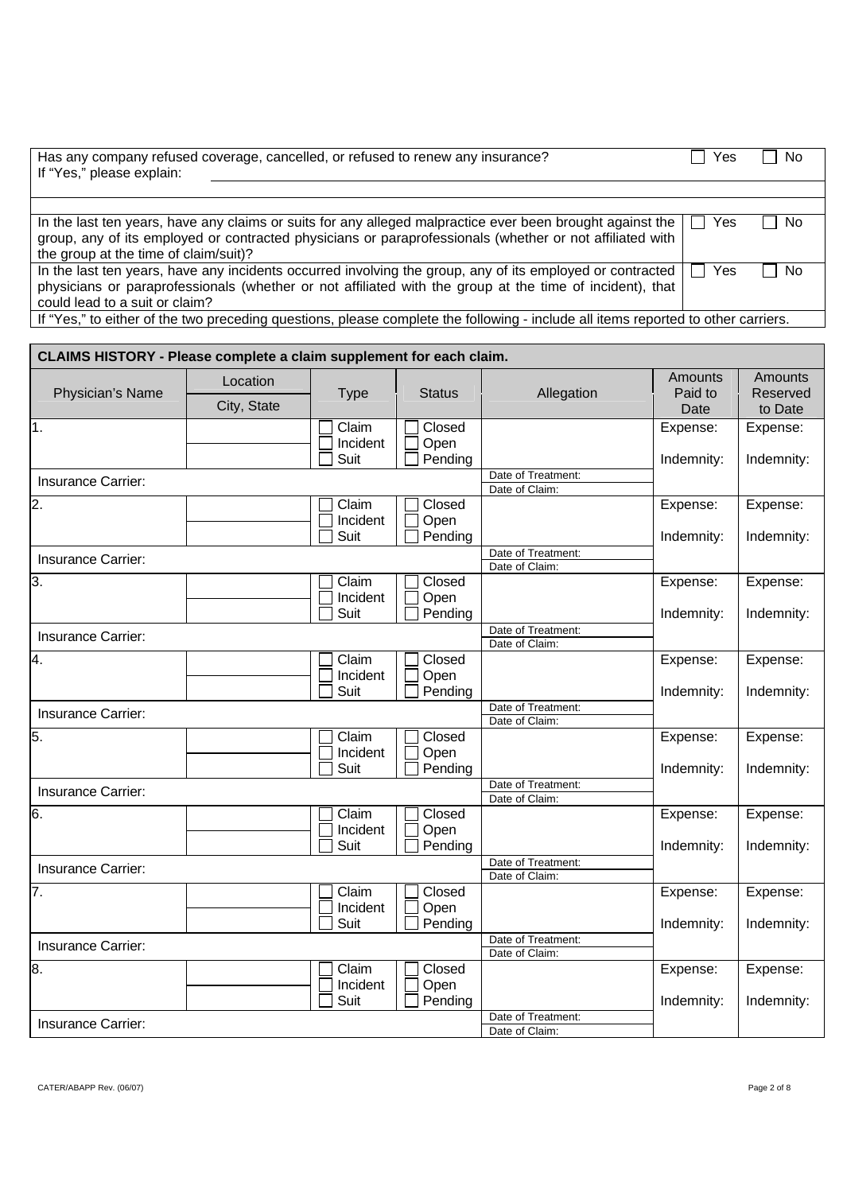| Has any company refused coverage, cancelled, or refused to renew any insurance? If "Yes," please explain: | ☐ Yes ☐ No |
|---|---|
| | |
| In the last ten years, have any claims or suits for any alleged malpractice ever been brought against the group, any of its employed or contracted physicians or paraprofessionals (whether or not affiliated with the group at the time of claim/suit)? | ☐ Yes ☐ No |
| In the last ten years, have any incidents occurred involving the group, any of its employed or contracted physicians or paraprofessionals (whether or not affiliated with the group at the time of incident), that could lead to a suit or claim? | ☐ Yes ☐ No |
| If "Yes," to either of the two preceding questions, please complete the following - include all items reported to other carriers. | |

**CLAIMS HISTORY - Please complete a claim supplement for each claim.**

| Physician's Name | Location City, State | Type | Status | Allegation | Amounts Paid to Date | Amounts Reserved to Date |
|---|---|---|---|---|---|---|
| 1. | | ☐ Claim ☐ Incident ☐ Suit | ☐ Closed ☐ Open ☐ Pending | | Expense: Indemnity: | Expense: Indemnity: |
| Insurance Carrier: | | | | Date of Treatment: Date of Claim: | | |
| 2. | | ☐ Claim ☐ Incident ☐ Suit | ☐ Closed ☐ Open ☐ Pending | | Expense: Indemnity: | Expense: Indemnity: |
| Insurance Carrier: | | | | Date of Treatment: Date of Claim: | | |
| 3. | | ☐ Claim ☐ Incident ☐ Suit | ☐ Closed ☐ Open ☐ Pending | | Expense: Indemnity: | Expense: Indemnity: |
| Insurance Carrier: | | | | Date of Treatment: Date of Claim: | | |
| 4. | | ☐ Claim ☐ Incident ☐ Suit | ☐ Closed ☐ Open ☐ Pending | | Expense: Indemnity: | Expense: Indemnity: |
| Insurance Carrier: | | | | Date of Treatment: Date of Claim: | | |
| 5. | | ☐ Claim ☐ Incident ☐ Suit | ☐ Closed ☐ Open ☐ Pending | | Expense: Indemnity: | Expense: Indemnity: |
| Insurance Carrier: | | | | Date of Treatment: Date of Claim: | | |
| 6. | | ☐ Claim ☐ Incident ☐ Suit | ☐ Closed ☐ Open ☐ Pending | | Expense: Indemnity: | Expense: Indemnity: |
| Insurance Carrier: | | | | Date of Treatment: Date of Claim: | | |
| 7. | | ☐ Claim ☐ Incident ☐ Suit | ☐ Closed ☐ Open ☐ Pending | | Expense: Indemnity: | Expense: Indemnity: |
| Insurance Carrier: | | | | Date of Treatment: Date of Claim: | | |
| 8. | | ☐ Claim ☐ Incident ☐ Suit | ☐ Closed ☐ Open ☐ Pending | | Expense: Indemnity: | Expense: Indemnity: |
| Insurance Carrier: | | | | Date of Treatment: Date of Claim: | | |

CATER/ABAPP Rev. (06/07)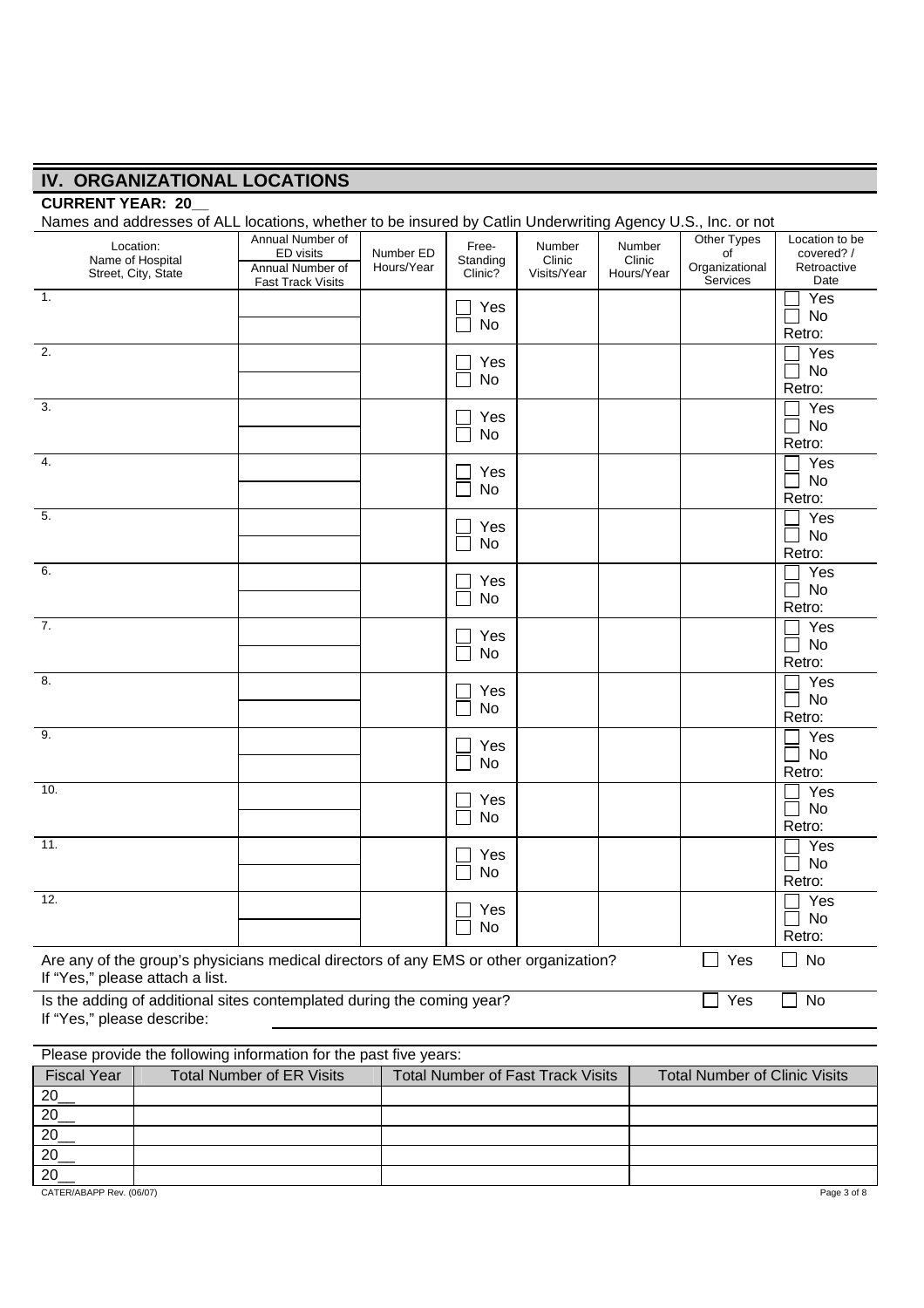## IV. ORGANIZATIONAL LOCATIONS

**CURRENT YEAR: 20__**

Names and addresses of ALL locations, whether to be insured by Catlin Underwriting Agency U.S., Inc. or not

| Location: Name of Hospital Street, City, State | Annual Number of ED visits / Annual Number of Fast Track Visits | Number ED Hours/Year | Free-Standing Clinic? | Number Clinic Visits/Year | Number Clinic Hours/Year | Other Types of Organizational Services | Location to be covered? / Retroactive Date |
|---|---|---|---|---|---|---|---|
| 1. | | | ☐ Yes ☐ No | | | | ☐ Yes ☐ No Retro: |
| 2. | | | ☐ Yes ☐ No | | | | ☐ Yes ☐ No Retro: |
| 3. | | | ☐ Yes ☐ No | | | | ☐ Yes ☐ No Retro: |
| 4. | | | ☐ Yes ☐ No | | | | ☐ Yes ☐ No Retro: |
| 5. | | | ☐ Yes ☐ No | | | | ☐ Yes ☐ No Retro: |
| 6. | | | ☐ Yes ☐ No | | | | ☐ Yes ☐ No Retro: |
| 7. | | | ☐ Yes ☐ No | | | | ☐ Yes ☐ No Retro: |
| 8. | | | ☐ Yes ☐ No | | | | ☐ Yes ☐ No Retro: |
| 9. | | | ☐ Yes ☐ No | | | | ☐ Yes ☐ No Retro: |
| 10. | | | ☐ Yes ☐ No | | | | ☐ Yes ☐ No Retro: |
| 11. | | | ☐ Yes ☐ No | | | | ☐ Yes ☐ No Retro: |
| 12. | | | ☐ Yes ☐ No | | | | ☐ Yes ☐ No Retro: |

Are any of the group's physicians medical directors of any EMS or other organization? ☐ Yes ☐ No
If "Yes," please attach a list.

Is the adding of additional sites contemplated during the coming year? ☐ Yes ☐ No
If "Yes," please describe: ____________________

Please provide the following information for the past five years:

| Fiscal Year | Total Number of ER Visits | Total Number of Fast Track Visits | Total Number of Clinic Visits |
|---|---|---|---|
| 20__ | | | |
| 20__ | | | |
| 20__ | | | |
| 20__ | | | |
| 20__ | | | |

CATER/ABAPP Rev. (06/07)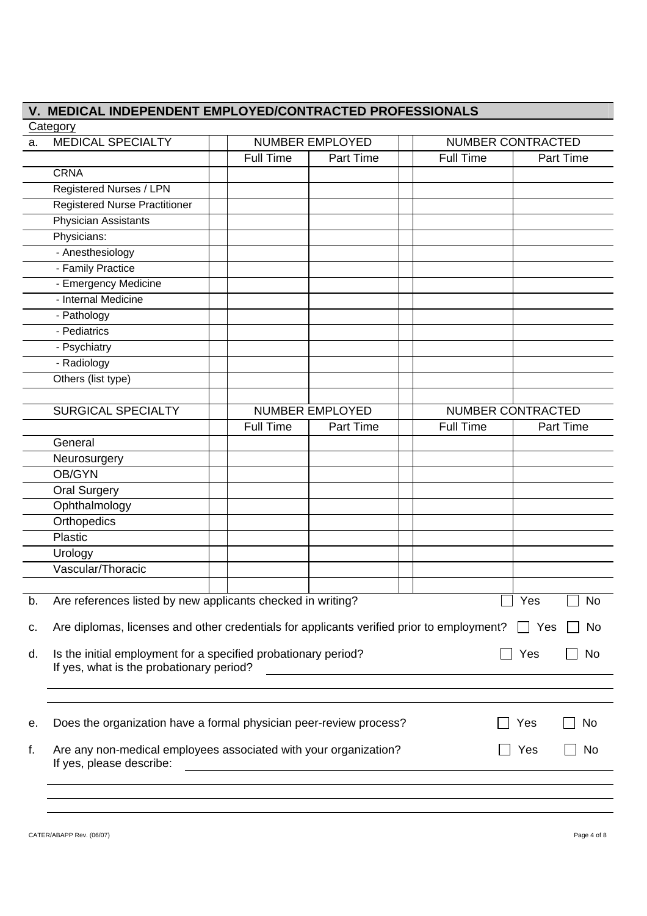## V. MEDICAL INDEPENDENT EMPLOYED/CONTRACTED PROFESSIONALS

Category

a.

| MEDICAL SPECIALTY | NUMBER EMPLOYED | | NUMBER CONTRACTED | |
|---|---|---|---|---|
| | Full Time | Part Time | Full Time | Part Time |
| CRNA | | | | |
| Registered Nurses / LPN | | | | |
| Registered Nurse Practitioner | | | | |
| Physician Assistants | | | | |
| Physicians: | | | | |
| - Anesthesiology | | | | |
| - Family Practice | | | | |
| - Emergency Medicine | | | | |
| - Internal Medicine | | | | |
| - Pathology | | | | |
| - Pediatrics | | | | |
| - Psychiatry | | | | |
| - Radiology | | | | |
| Others (list type) | | | | |
| | | | | |

| SURGICAL SPECIALTY | NUMBER EMPLOYED | | NUMBER CONTRACTED | |
|---|---|---|---|---|
| | Full Time | Part Time | Full Time | Part Time |
| General | | | | |
| Neurosurgery | | | | |
| OB/GYN | | | | |
| Oral Surgery | | | | |
| Ophthalmology | | | | |
| Orthopedics | | | | |
| Plastic | | | | |
| Urology | | | | |
| Vascular/Thoracic | | | | |
| | | | | |

b. Are references listed by new applicants checked in writing? ☐ Yes ☐ No

c. Are diplomas, licenses and other credentials for applicants verified prior to employment? ☐ Yes ☐ No

d. Is the initial employment for a specified probationary period? ☐ Yes ☐ No
If yes, what is the probationary period? ______________________

e. Does the organization have a formal physician peer-review process? ☐ Yes ☐ No

f. Are any non-medical employees associated with your organization? ☐ Yes ☐ No
If yes, please describe: ______________________

CATER/ABAPP Rev. (06/07)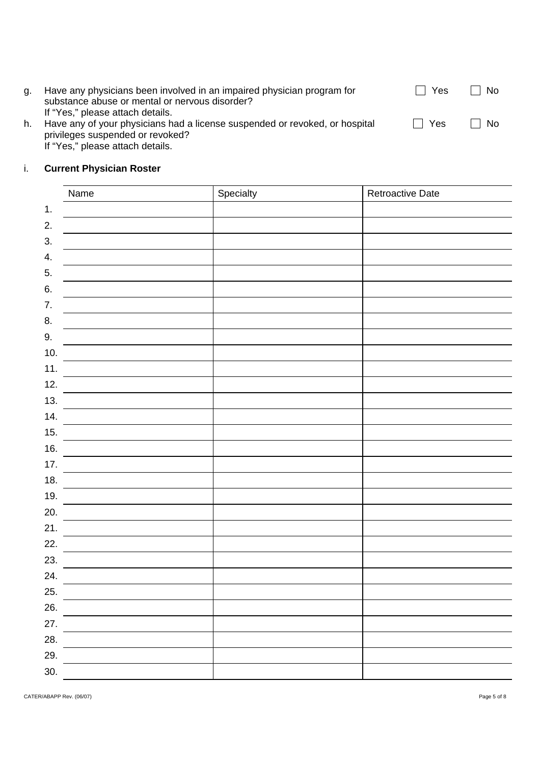g. Have any physicians been involved in an impaired physician program for substance abuse or mental or nervous disorder? ☐ Yes ☐ No
If "Yes," please attach details.

h. Have any of your physicians had a license suspended or revoked, or hospital privileges suspended or revoked? ☐ Yes ☐ No
If "Yes," please attach details.

i. **Current Physician Roster**

| | Name | Specialty | Retroactive Date |
|---|---|---|---|
| 1. | | | |
| 2. | | | |
| 3. | | | |
| 4. | | | |
| 5. | | | |
| 6. | | | |
| 7. | | | |
| 8. | | | |
| 9. | | | |
| 10. | | | |
| 11. | | | |
| 12. | | | |
| 13. | | | |
| 14. | | | |
| 15. | | | |
| 16. | | | |
| 17. | | | |
| 18. | | | |
| 19. | | | |
| 20. | | | |
| 21. | | | |
| 22. | | | |
| 23. | | | |
| 24. | | | |
| 25. | | | |
| 26. | | | |
| 27. | | | |
| 28. | | | |
| 29. | | | |
| 30. | | | |

CATER/ABAPP Rev. (06/07)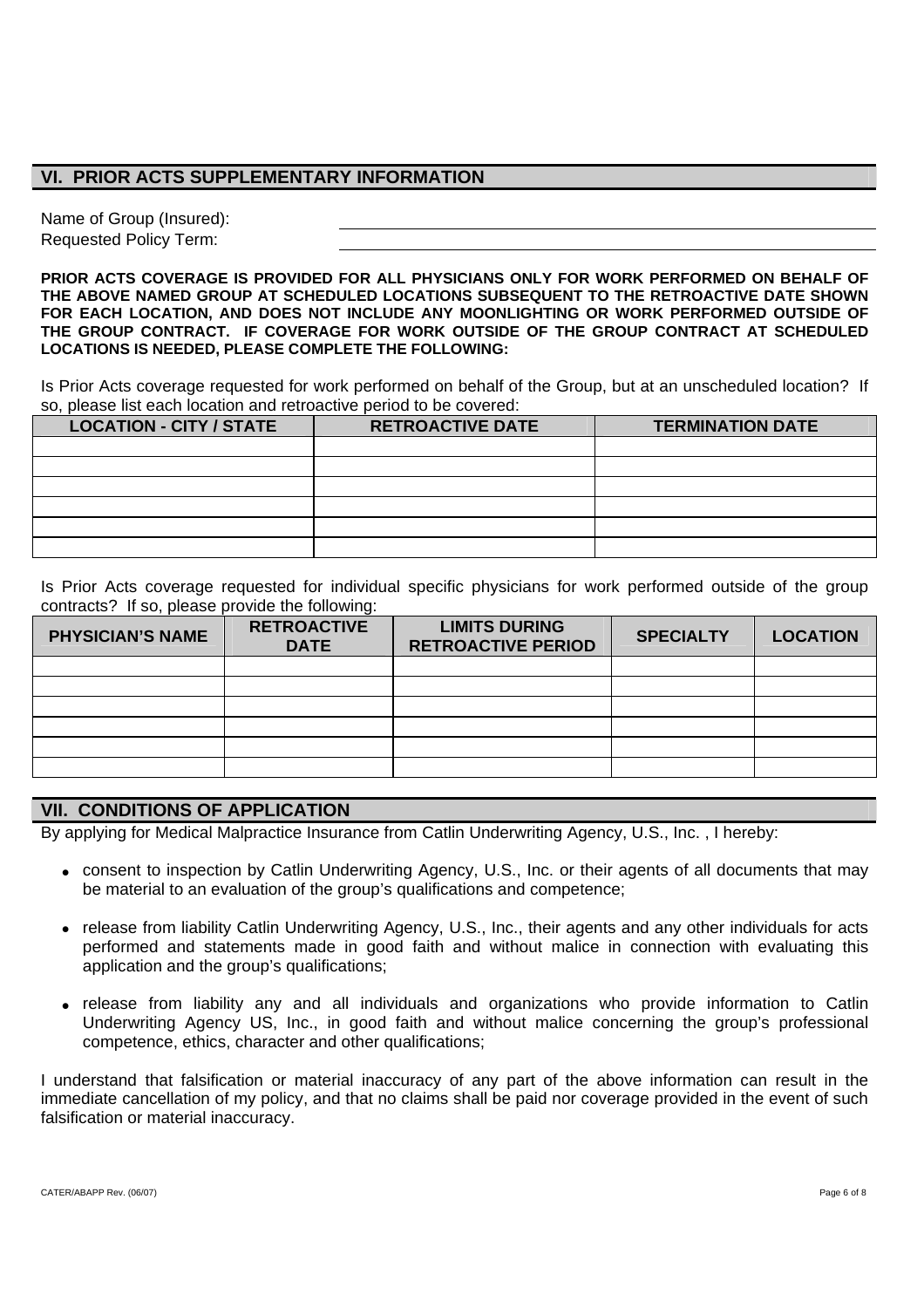## VI. PRIOR ACTS SUPPLEMENTARY INFORMATION

Name of Group (Insured): \_\_\_\_\_\_\_\_\_\_\_\_\_\_\_\_\_\_\_\_\_\_\_\_\_\_\_\_\_\_\_\_

Requested Policy Term: \_\_\_\_\_\_\_\_\_\_\_\_\_\_\_\_\_\_\_\_\_\_\_\_\_\_\_\_\_\_\_\_

**PRIOR ACTS COVERAGE IS PROVIDED FOR ALL PHYSICIANS ONLY FOR WORK PERFORMED ON BEHALF OF THE ABOVE NAMED GROUP AT SCHEDULED LOCATIONS SUBSEQUENT TO THE RETROACTIVE DATE SHOWN FOR EACH LOCATION, AND DOES NOT INCLUDE ANY MOONLIGHTING OR WORK PERFORMED OUTSIDE OF THE GROUP CONTRACT. IF COVERAGE FOR WORK OUTSIDE OF THE GROUP CONTRACT AT SCHEDULED LOCATIONS IS NEEDED, PLEASE COMPLETE THE FOLLOWING:**

Is Prior Acts coverage requested for work performed on behalf of the Group, but at an unscheduled location? If so, please list each location and retroactive period to be covered:

| LOCATION - CITY / STATE | RETROACTIVE DATE | TERMINATION DATE |
|---|---|---|
| | | |
| | | |
| | | |
| | | |
| | | |
| | | |

Is Prior Acts coverage requested for individual specific physicians for work performed outside of the group contracts? If so, please provide the following:

| PHYSICIAN'S NAME | RETROACTIVE DATE | LIMITS DURING RETROACTIVE PERIOD | SPECIALTY | LOCATION |
|---|---|---|---|---|
| | | | | |
| | | | | |
| | | | | |
| | | | | |
| | | | | |
| | | | | |

## VII. CONDITIONS OF APPLICATION

By applying for Medical Malpractice Insurance from Catlin Underwriting Agency, U.S., Inc. , I hereby:

- consent to inspection by Catlin Underwriting Agency, U.S., Inc. or their agents of all documents that may be material to an evaluation of the group's qualifications and competence;
- release from liability Catlin Underwriting Agency, U.S., Inc., their agents and any other individuals for acts performed and statements made in good faith and without malice in connection with evaluating this application and the group's qualifications;
- release from liability any and all individuals and organizations who provide information to Catlin Underwriting Agency US, Inc., in good faith and without malice concerning the group's professional competence, ethics, character and other qualifications;

I understand that falsification or material inaccuracy of any part of the above information can result in the immediate cancellation of my policy, and that no claims shall be paid nor coverage provided in the event of such falsification or material inaccuracy.

CATER/ABAPP Rev. (06/07)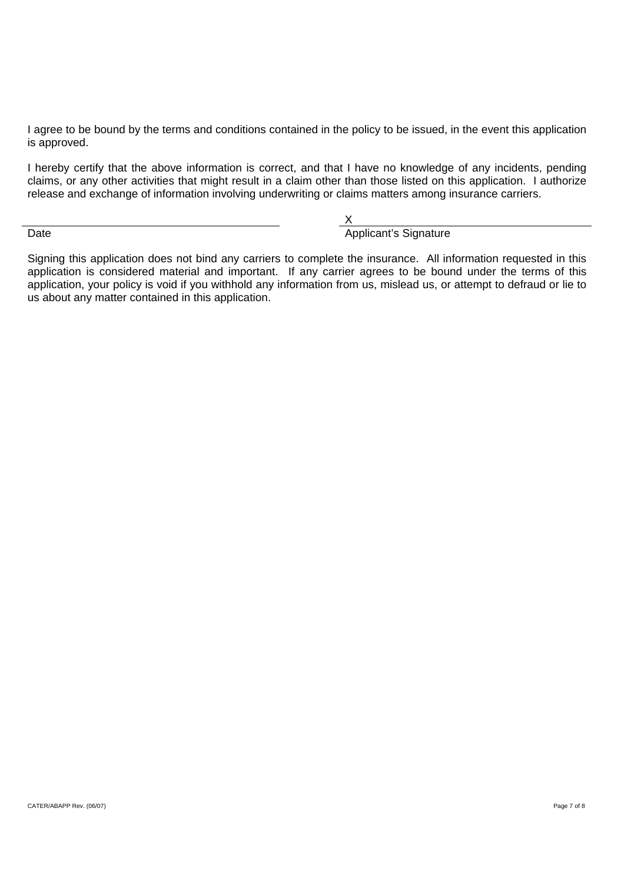I agree to be bound by the terms and conditions contained in the policy to be issued, in the event this application is approved.

I hereby certify that the above information is correct, and that I have no knowledge of any incidents, pending claims, or any other activities that might result in a claim other than those listed on this application. I authorize release and exchange of information involving underwriting or claims matters among insurance carriers.

| ______________________________ | X ______________________________ |
|---|---|
| Date | Applicant's Signature |

Signing this application does not bind any carriers to complete the insurance. All information requested in this application is considered material and important. If any carrier agrees to be bound under the terms of this application, your policy is void if you withhold any information from us, mislead us, or attempt to defraud or lie to us about any matter contained in this application.

CATER/ABAPP Rev. (06/07)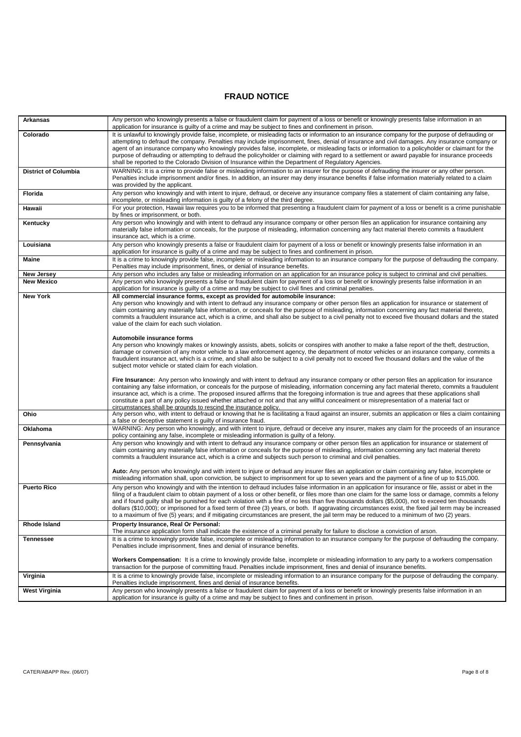# FRAUD NOTICE

| | |
|---|---|
| **Arkansas** | Any person who knowingly presents a false or fraudulent claim for payment of a loss or benefit or knowingly presents false information in an application for insurance is guilty of a crime and may be subject to fines and confinement in prison. |
| **Colorado** | It is unlawful to knowingly provide false, incomplete, or misleading facts or information to an insurance company for the purpose of defrauding or attempting to defraud the company. Penalties may include imprisonment, fines, denial of insurance and civil damages. Any insurance company or agent of an insurance company who knowingly provides false, incomplete, or misleading facts or information to a policyholder or claimant for the purpose of defrauding or attempting to defraud the policyholder or claiming with regard to a settlement or award payable for insurance proceeds shall be reported to the Colorado Division of Insurance within the Department of Regulatory Agencies. |
| **District of Columbia** | WARNING: It is a crime to provide false or misleading information to an insurer for the purpose of defrauding the insurer or any other person. Penalties include imprisonment and/or fines. In addition, an insurer may deny insurance benefits if false information materially related to a claim was provided by the applicant. |
| **Florida** | Any person who knowingly and with intent to injure, defraud, or deceive any insurance company files a statement of claim containing any false, incomplete, or misleading information is guilty of a felony of the third degree. |
| **Hawaii** | For your protection, Hawaii law requires you to be informed that presenting a fraudulent claim for payment of a loss or benefit is a crime punishable by fines or imprisonment, or both. |
| **Kentucky** | Any person who knowingly and with intent to defraud any insurance company or other person files an application for insurance containing any materially false information or conceals, for the purpose of misleading, information concerning any fact material thereto commits a fraudulent insurance act, which is a crime. |
| **Louisiana** | Any person who knowingly presents a false or fraudulent claim for payment of a loss or benefit or knowingly presents false information in an application for insurance is guilty of a crime and may be subject to fines and confinement in prison. |
| **Maine** | It is a crime to knowingly provide false, incomplete or misleading information to an insurance company for the purpose of defrauding the company. Penalties may include imprisonment, fines, or denial of insurance benefits. |
| **New Jersey** | Any person who includes any false or misleading information on an application for an insurance policy is subject to criminal and civil penalties. |
| **New Mexico** | Any person who knowingly presents a false or fraudulent claim for payment of a loss or benefit or knowingly presents false information in an application for insurance is guilty of a crime and may be subject to civil fines and criminal penalties. |
| **New York** | **All commercial insurance forms, except as provided for automobile insurance:** Any person who knowingly and with intent to defraud any insurance company or other person files an application for insurance or statement of claim containing any materially false information, or conceals for the purpose of misleading, information concerning any fact material thereto, commits a fraudulent insurance act, which is a crime, and shall also be subject to a civil penalty not to exceed five thousand dollars and the stated value of the claim for each such violation.<br><br>**Automobile insurance forms**<br>Any person who knowingly makes or knowingly assists, abets, solicits or conspires with another to make a false report of the theft, destruction, damage or conversion of any motor vehicle to a law enforcement agency, the department of motor vehicles or an insurance company, commits a fraudulent insurance act, which is a crime, and shall also be subject to a civil penalty not to exceed five thousand dollars and the value of the subject motor vehicle or stated claim for each violation.<br><br>**Fire Insurance:** Any person who knowingly and with intent to defraud any insurance company or other person files an application for insurance containing any false information, or conceals for the purpose of misleading, information concerning any fact material thereto, commits a fraudulent insurance act, which is a crime. The proposed insured affirms that the foregoing information is true and agrees that these applications shall constitute a part of any policy issued whether attached or not and that any willful concealment or misrepresentation of a material fact or circumstances shall be grounds to rescind the insurance policy. |
| **Ohio** | Any person who, with intent to defraud or knowing that he is facilitating a fraud against an insurer, submits an application or files a claim containing a false or deceptive statement is guilty of insurance fraud. |
| **Oklahoma** | WARNING: Any person who knowingly, and with intent to injure, defraud or deceive any insurer, makes any claim for the proceeds of an insurance policy containing any false, incomplete or misleading information is guilty of a felony. |
| **Pennsylvania** | Any person who knowingly and with intent to defraud any insurance company or other person files an application for insurance or statement of claim containing any materially false information or conceals for the purpose of misleading, information concerning any fact material thereto commits a fraudulent insurance act, which is a crime and subjects such person to criminal and civil penalties.<br><br>**Auto:** Any person who knowingly and with intent to injure or defraud any insurer files an application or claim containing any false, incomplete or misleading information shall, upon conviction, be subject to imprisonment for up to seven years and the payment of a fine of up to $15,000. |
| **Puerto Rico** | Any person who knowingly and with the intention to defraud includes false information in an application for insurance or file, assist or abet in the filing of a fraudulent claim to obtain payment of a loss or other benefit, or files more than one claim for the same loss or damage, commits a felony and if found guilty shall be punished for each violation with a fine of no less than five thousands dollars ($5,000), not to exceed ten thousands dollars ($10,000); or imprisoned for a fixed term of three (3) years, or both. If aggravating circumstances exist, the fixed jail term may be increased to a maximum of five (5) years; and if mitigating circumstances are present, the jail term may be reduced to a minimum of two (2) years. |
| **Rhode Island** | **Property Insurance, Real Or Personal:**<br>The insurance application form shall indicate the existence of a criminal penalty for failure to disclose a conviction of arson. |
| **Tennessee** | It is a crime to knowingly provide false, incomplete or misleading information to an insurance company for the purpose of defrauding the company. Penalties include imprisonment, fines and denial of insurance benefits.<br><br>**Workers Compensation:** It is a crime to knowingly provide false, incomplete or misleading information to any party to a workers compensation transaction for the purpose of committing fraud. Penalties include imprisonment, fines and denial of insurance benefits. |
| **Virginia** | It is a crime to knowingly provide false, incomplete or misleading information to an insurance company for the purpose of defrauding the company. Penalties include imprisonment, fines and denial of insurance benefits. |
| **West Virginia** | Any person who knowingly presents a false or fraudulent claim for payment of a loss or benefit or knowingly presents false information in an application for insurance is guilty of a crime and may be subject to fines and confinement in prison. |

CATER/ABAPP Rev. (06/07)